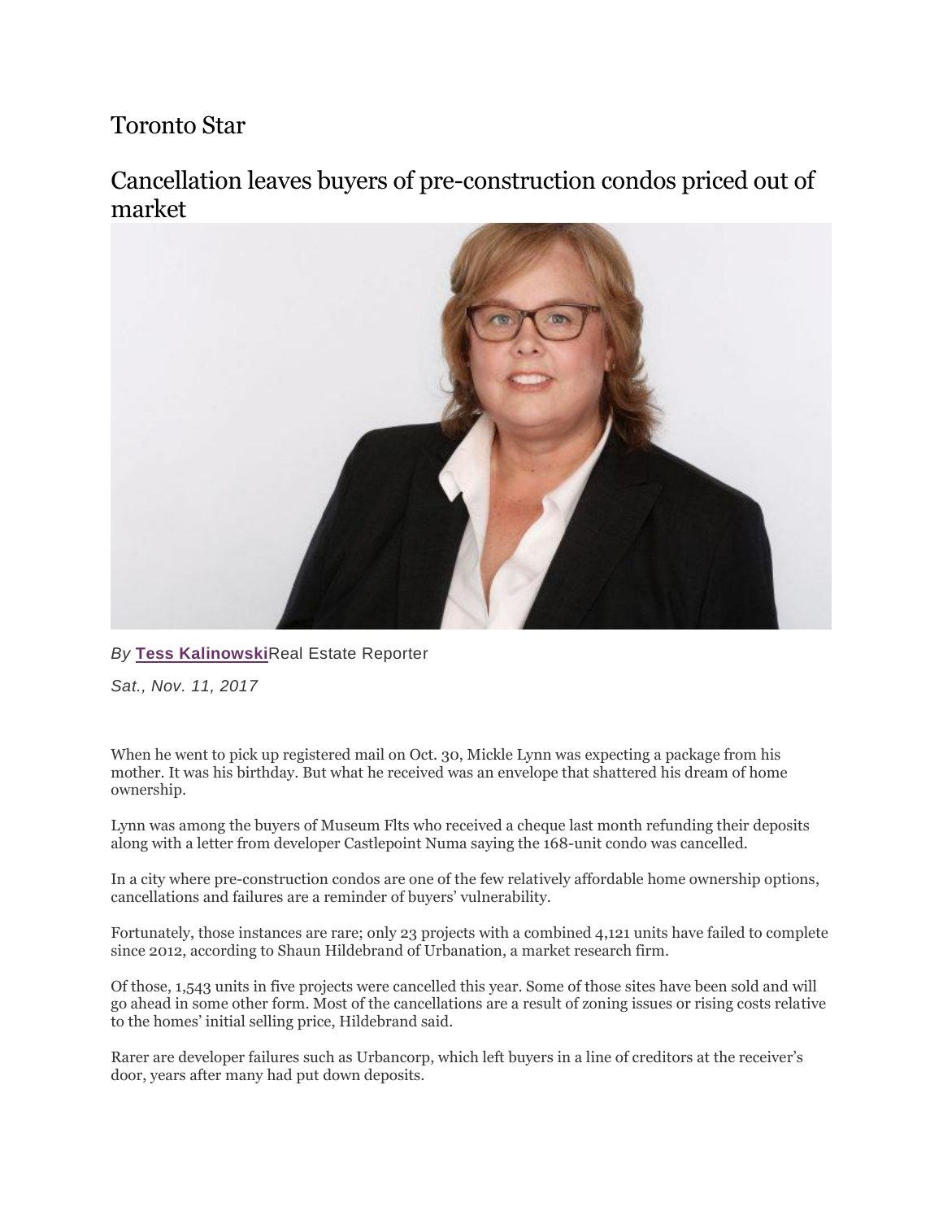# Toronto Star

## Cancellation leaves buyers of pre-construction condos priced out of market

*By* **Tess Kalinowski**Real Estate Reporter

*Sat., Nov. 11, 2017*

When he went to pick up registered mail on Oct. 30, Mickle Lynn was expecting a package from his mother. It was his birthday. But what he received was an envelope that shattered his dream of home ownership.

Lynn was among the buyers of Museum Flts who received a cheque last month refunding their deposits along with a letter from developer Castlepoint Numa saying the 168-unit condo was cancelled.

In a city where pre-construction condos are one of the few relatively affordable home ownership options, cancellations and failures are a reminder of buyers' vulnerability.

Fortunately, those instances are rare; only 23 projects with a combined 4,121 units have failed to complete since 2012, according to Shaun Hildebrand of Urbanation, a market research firm.

Of those, 1,543 units in five projects were cancelled this year. Some of those sites have been sold and will go ahead in some other form. Most of the cancellations are a result of zoning issues or rising costs relative to the homes' initial selling price, Hildebrand said.

Rarer are developer failures such as Urbancorp, which left buyers in a line of creditors at the receiver's door, years after many had put down deposits.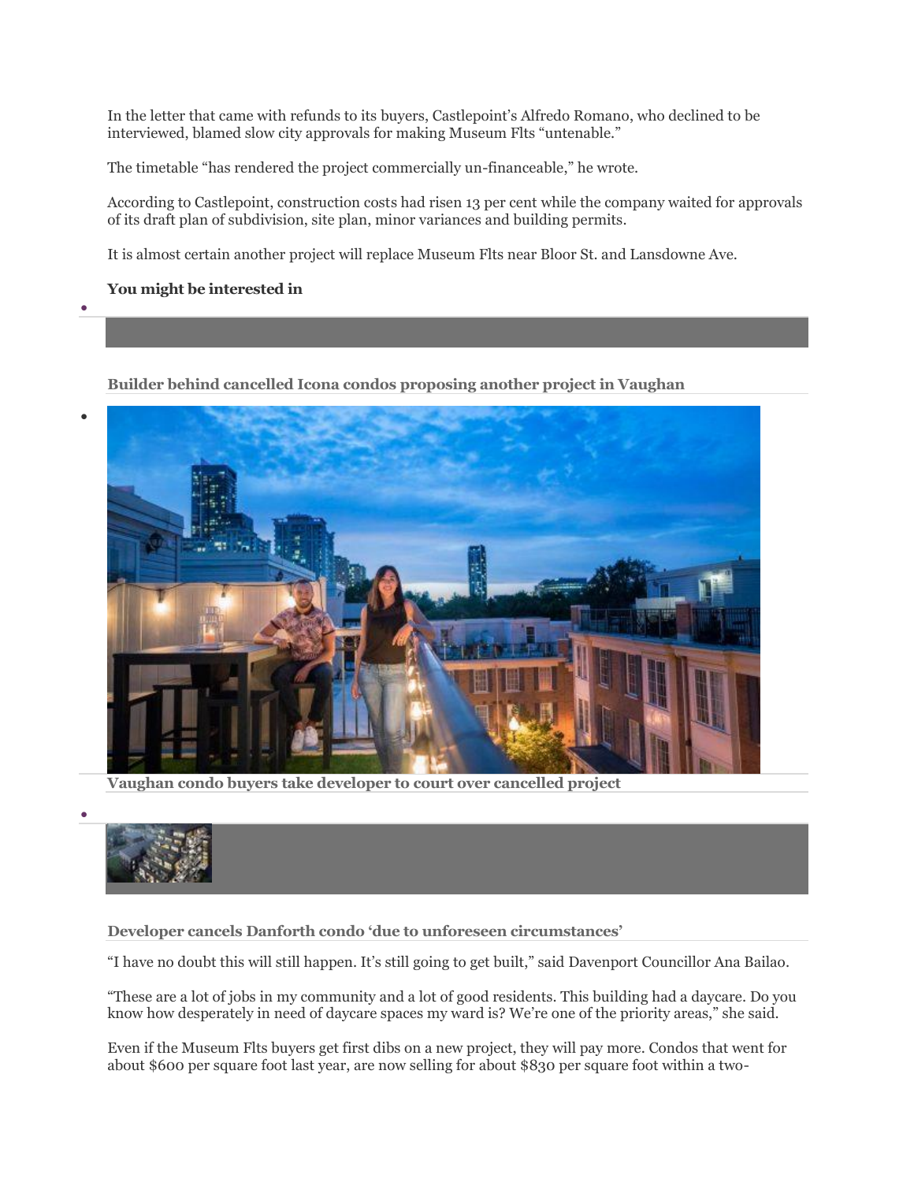In the letter that came with refunds to its buyers, Castlepoint's Alfredo Romano, who declined to be interviewed, blamed slow city approvals for making Museum Flts "untenable."

The timetable "has rendered the project commercially un-financeable," he wrote.

According to Castlepoint, construction costs had risen 13 per cent while the company waited for approvals of its draft plan of subdivision, site plan, minor variances and building permits.

It is almost certain another project will replace Museum Flts near Bloor St. and Lansdowne Ave.

**You might be interested in**

- **Builder behind cancelled Icona condos proposing another project in Vaughan**
- **Vaughan condo buyers take developer to court over cancelled project**
- **Developer cancels Danforth condo 'due to unforeseen circumstances'**

"I have no doubt this will still happen. It's still going to get built," said Davenport Councillor Ana Bailao.

"These are a lot of jobs in my community and a lot of good residents. This building had a daycare. Do you know how desperately in need of daycare spaces my ward is? We're one of the priority areas," she said.

Even if the Museum Flts buyers get first dibs on a new project, they will pay more. Condos that went for about $600 per square foot last year, are now selling for about $830 per square foot within a two-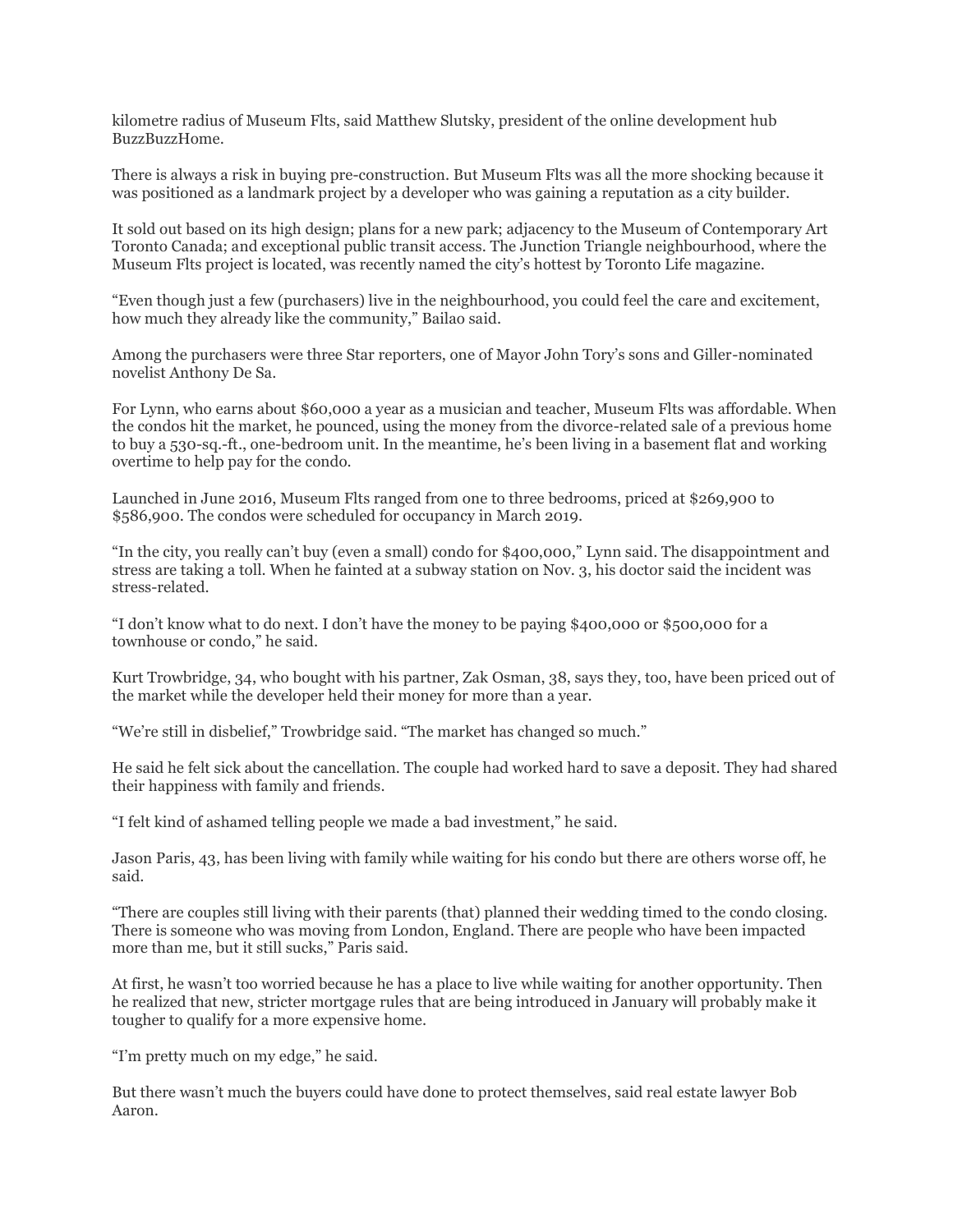kilometre radius of Museum Flts, said Matthew Slutsky, president of the online development hub BuzzBuzzHome.

There is always a risk in buying pre-construction. But Museum Flts was all the more shocking because it was positioned as a landmark project by a developer who was gaining a reputation as a city builder.

It sold out based on its high design; plans for a new park; adjacency to the Museum of Contemporary Art Toronto Canada; and exceptional public transit access. The Junction Triangle neighbourhood, where the Museum Flts project is located, was recently named the city's hottest by Toronto Life magazine.

"Even though just a few (purchasers) live in the neighbourhood, you could feel the care and excitement, how much they already like the community," Bailao said.

Among the purchasers were three Star reporters, one of Mayor John Tory's sons and Giller-nominated novelist Anthony De Sa.

For Lynn, who earns about $60,000 a year as a musician and teacher, Museum Flts was affordable. When the condos hit the market, he pounced, using the money from the divorce-related sale of a previous home to buy a 530-sq.-ft., one-bedroom unit. In the meantime, he's been living in a basement flat and working overtime to help pay for the condo.

Launched in June 2016, Museum Flts ranged from one to three bedrooms, priced at $269,900 to $586,900. The condos were scheduled for occupancy in March 2019.

"In the city, you really can't buy (even a small) condo for $400,000," Lynn said. The disappointment and stress are taking a toll. When he fainted at a subway station on Nov. 3, his doctor said the incident was stress-related.

"I don't know what to do next. I don't have the money to be paying $400,000 or $500,000 for a townhouse or condo," he said.

Kurt Trowbridge, 34, who bought with his partner, Zak Osman, 38, says they, too, have been priced out of the market while the developer held their money for more than a year.

"We're still in disbelief," Trowbridge said. "The market has changed so much."

He said he felt sick about the cancellation. The couple had worked hard to save a deposit. They had shared their happiness with family and friends.

"I felt kind of ashamed telling people we made a bad investment," he said.

Jason Paris, 43, has been living with family while waiting for his condo but there are others worse off, he said.

"There are couples still living with their parents (that) planned their wedding timed to the condo closing. There is someone who was moving from London, England. There are people who have been impacted more than me, but it still sucks," Paris said.

At first, he wasn't too worried because he has a place to live while waiting for another opportunity. Then he realized that new, stricter mortgage rules that are being introduced in January will probably make it tougher to qualify for a more expensive home.

"I'm pretty much on my edge," he said.

But there wasn't much the buyers could have done to protect themselves, said real estate lawyer Bob Aaron.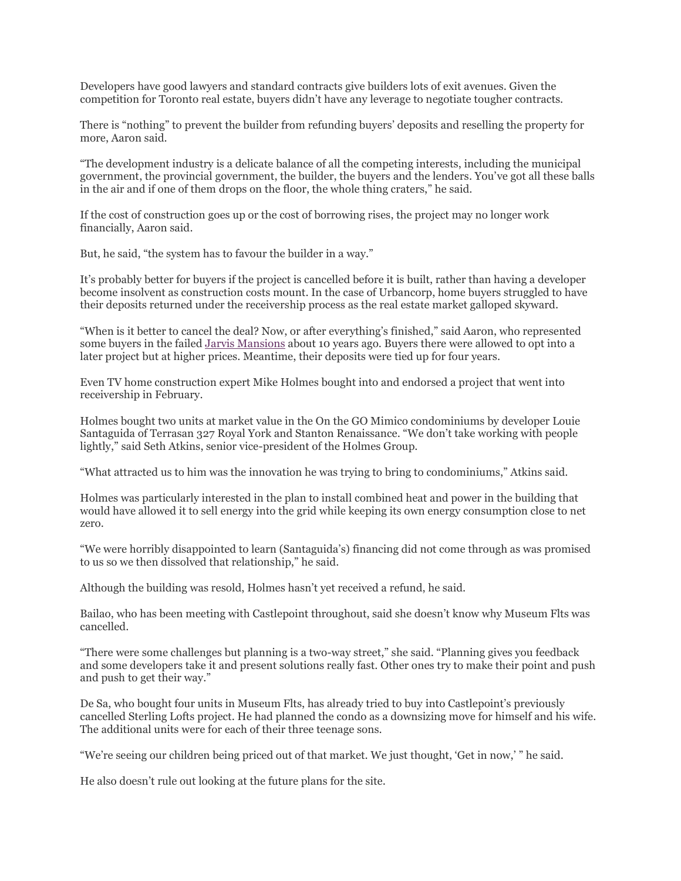Developers have good lawyers and standard contracts give builders lots of exit avenues. Given the competition for Toronto real estate, buyers didn't have any leverage to negotiate tougher contracts.

There is "nothing" to prevent the builder from refunding buyers' deposits and reselling the property for more, Aaron said.

"The development industry is a delicate balance of all the competing interests, including the municipal government, the provincial government, the builder, the buyers and the lenders. You've got all these balls in the air and if one of them drops on the floor, the whole thing craters," he said.

If the cost of construction goes up or the cost of borrowing rises, the project may no longer work financially, Aaron said.

But, he said, "the system has to favour the builder in a way."

It's probably better for buyers if the project is cancelled before it is built, rather than having a developer become insolvent as construction costs mount. In the case of Urbancorp, home buyers struggled to have their deposits returned under the receivership process as the real estate market galloped skyward.

"When is it better to cancel the deal? Now, or after everything's finished," said Aaron, who represented some buyers in the failed [Jarvis Mansions] about 10 years ago. Buyers there were allowed to opt into a later project but at higher prices. Meantime, their deposits were tied up for four years.

Even TV home construction expert Mike Holmes bought into and endorsed a project that went into receivership in February.

Holmes bought two units at market value in the On the GO Mimico condominiums by developer Louie Santaguida of Terrasan 327 Royal York and Stanton Renaissance. "We don't take working with people lightly," said Seth Atkins, senior vice-president of the Holmes Group.

"What attracted us to him was the innovation he was trying to bring to condominiums," Atkins said.

Holmes was particularly interested in the plan to install combined heat and power in the building that would have allowed it to sell energy into the grid while keeping its own energy consumption close to net zero.

"We were horribly disappointed to learn (Santaguida's) financing did not come through as was promised to us so we then dissolved that relationship," he said.

Although the building was resold, Holmes hasn't yet received a refund, he said.

Bailao, who has been meeting with Castlepoint throughout, said she doesn't know why Museum Flts was cancelled.

"There were some challenges but planning is a two-way street," she said. "Planning gives you feedback and some developers take it and present solutions really fast. Other ones try to make their point and push and push to get their way."

De Sa, who bought four units in Museum Flts, has already tried to buy into Castlepoint's previously cancelled Sterling Lofts project. He had planned the condo as a downsizing move for himself and his wife. The additional units were for each of their three teenage sons.

"We're seeing our children being priced out of that market. We just thought, 'Get in now,' " he said.

He also doesn't rule out looking at the future plans for the site.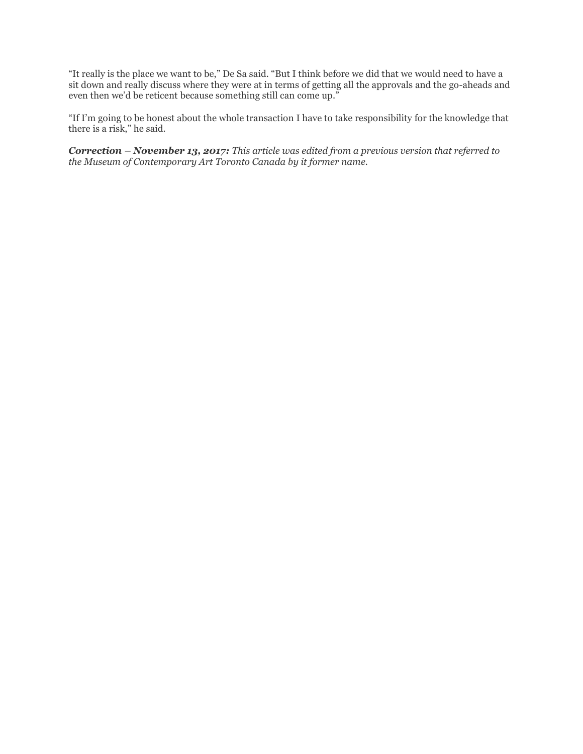"It really is the place we want to be," De Sa said. "But I think before we did that we would need to have a sit down and really discuss where they were at in terms of getting all the approvals and the go-aheads and even then we'd be reticent because something still can come up."

"If I'm going to be honest about the whole transaction I have to take responsibility for the knowledge that there is a risk," he said.

***Correction – November 13, 2017:*** *This article was edited from a previous version that referred to the Museum of Contemporary Art Toronto Canada by it former name.*